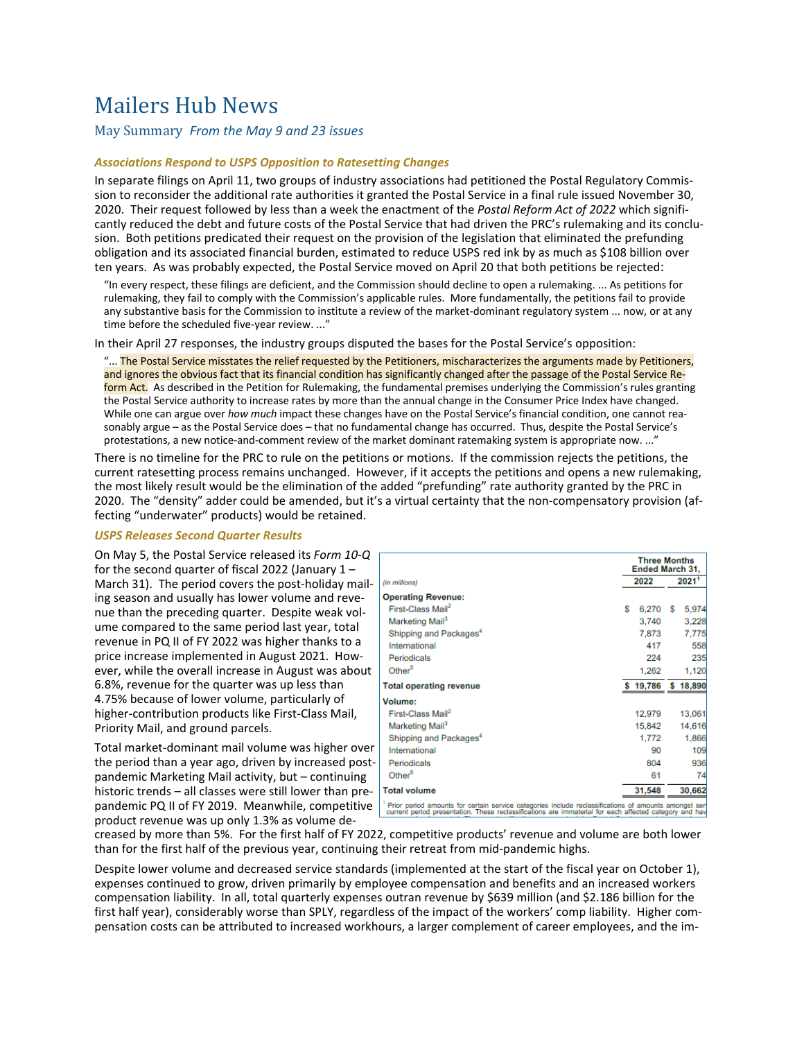# Mailers Hub News

## May Summary *From the May 9 and 23 issues*

### *Associations Respond to USPS Opposition to Ratesetting Changes*

In separate filings on April 11, two groups of industry associations had petitioned the Postal Regulatory Commission to reconsider the additional rate authorities it granted the Postal Service in a final rule issued November 30, 2020. Their request followed by less than a week the enactment of the *Postal Reform Act of 2022* which significantly reduced the debt and future costs of the Postal Service that had driven the PRC's rulemaking and its conclusion. Both petitions predicated their request on the provision of the legislation that eliminated the prefunding obligation and its associated financial burden, estimated to reduce USPS red ink by as much as $108 billion over ten years. As was probably expected, the Postal Service moved on April 20 that both petitions be rejected:

> "In every respect, these filings are deficient, and the Commission should decline to open a rulemaking. ... As petitions for rulemaking, they fail to comply with the Commission's applicable rules. More fundamentally, the petitions fail to provide any substantive basis for the Commission to institute a review of the market-dominant regulatory system ... now, or at any time before the scheduled five-year review. ..."

In their April 27 responses, the industry groups disputed the bases for the Postal Service's opposition:

> "... The Postal Service misstates the relief requested by the Petitioners, mischaracterizes the arguments made by Petitioners, and ignores the obvious fact that its financial condition has significantly changed after the passage of the Postal Service Reform Act. As described in the Petition for Rulemaking, the fundamental premises underlying the Commission's rules granting the Postal Service authority to increase rates by more than the annual change in the Consumer Price Index have changed. While one can argue over *how much* impact these changes have on the Postal Service's financial condition, one cannot reasonably argue – as the Postal Service does – that no fundamental change has occurred. Thus, despite the Postal Service's protestations, a new notice-and-comment review of the market dominant ratemaking system is appropriate now. ..."

There is no timeline for the PRC to rule on the petitions or motions. If the commission rejects the petitions, the current ratesetting process remains unchanged. However, if it accepts the petitions and opens a new rulemaking, the most likely result would be the elimination of the added "prefunding" rate authority granted by the PRC in 2020. The "density" adder could be amended, but it's a virtual certainty that the non-compensatory provision (affecting "underwater" products) would be retained.

### *USPS Releases Second Quarter Results*

On May 5, the Postal Service released its *Form 10-Q* for the second quarter of fiscal 2022 (January 1 – March 31). The period covers the post-holiday mailing season and usually has lower volume and revenue than the preceding quarter. Despite weak volume compared to the same period last year, total revenue in PQ II of FY 2022 was higher thanks to a price increase implemented in August 2021. However, while the overall increase in August was about 6.8%, revenue for the quarter was up less than 4.75% because of lower volume, particularly of higher-contribution products like First-Class Mail, Priority Mail, and ground parcels.

| *(in millions)* | Three Months Ended March 31, 2022 | 2021[1] |
|---|---|---|
| **Operating Revenue:** | | |
| First-Class Mail[2] | $ 6,270 | $ 5,974 |
| Marketing Mail[3] | 3,740 | 3,228 |
| Shipping and Packages[4] | 7,873 | 7,775 |
| International | 417 | 558 |
| Periodicals | 224 | 235 |
| Other[5] | 1,262 | 1,120 |
| **Total operating revenue** | **$ 19,786** | **$ 18,890** |
| **Volume:** | | |
| First-Class Mail[2] | 12,979 | 13,061 |
| Marketing Mail[3] | 15,842 | 14,616 |
| Shipping and Packages[4] | 1,772 | 1,866 |
| International | 90 | 109 |
| Periodicals | 804 | 936 |
| Other[6] | 61 | 74 |
| **Total volume** | **31,548** | **30,662** |

[1] Prior period amounts for certain service categories include reclassifications of amounts amongst ser... current period presentation. These reclassifications are immaterial for each affected category and hav...

Total market-dominant mail volume was higher over the period than a year ago, driven by increased post-pandemic Marketing Mail activity, but – continuing historic trends – all classes were still lower than pre-pandemic PQ II of FY 2019. Meanwhile, competitive product revenue was up only 1.3% as volume decreased by more than 5%. For the first half of FY 2022, competitive products' revenue and volume are both lower than for the first half of the previous year, continuing their retreat from mid-pandemic highs.

Despite lower volume and decreased service standards (implemented at the start of the fiscal year on October 1), expenses continued to grow, driven primarily by employee compensation and benefits and an increased workers compensation liability. In all, total quarterly expenses outran revenue by $639 million (and $2.186 billion for the first half year), considerably worse than SPLY, regardless of the impact of the workers' comp liability. Higher compensation costs can be attributed to increased workhours, a larger complement of career employees, and the im-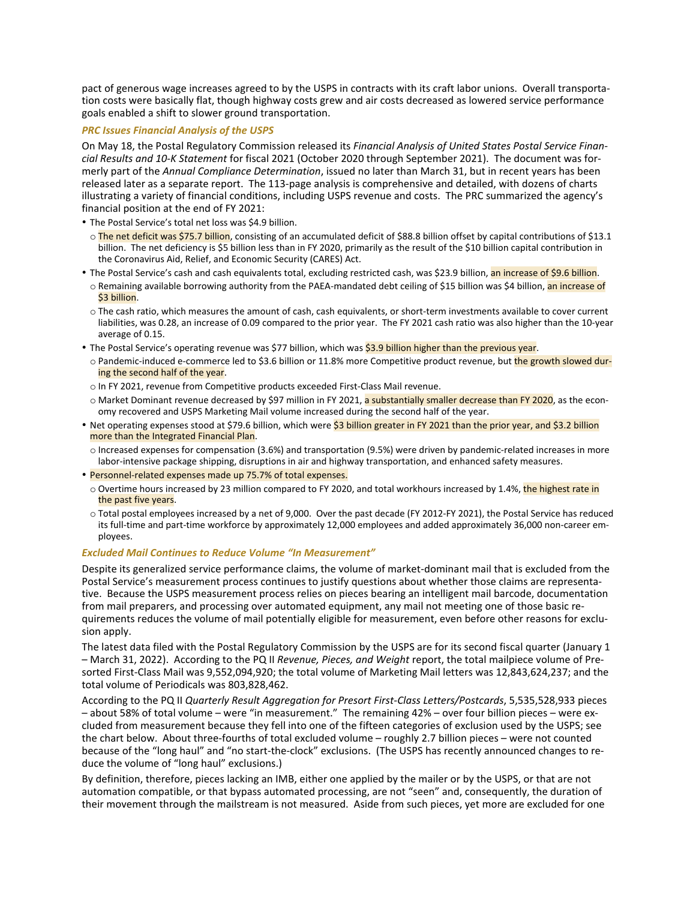pact of generous wage increases agreed to by the USPS in contracts with its craft labor unions. Overall transportation costs were basically flat, though highway costs grew and air costs decreased as lowered service performance goals enabled a shift to slower ground transportation.

### *PRC Issues Financial Analysis of the USPS*

On May 18, the Postal Regulatory Commission released its *Financial Analysis of United States Postal Service Financial Results and 10-K Statement* for fiscal 2021 (October 2020 through September 2021). The document was formerly part of the *Annual Compliance Determination*, issued no later than March 31, but in recent years has been released later as a separate report. The 113-page analysis is comprehensive and detailed, with dozens of charts illustrating a variety of financial conditions, including USPS revenue and costs. The PRC summarized the agency's financial position at the end of FY 2021:

- The Postal Service's total net loss was $4.9 billion.
  - The net deficit was $75.7 billion, consisting of an accumulated deficit of $88.8 billion offset by capital contributions of $13.1 billion. The net deficiency is $5 billion less than in FY 2020, primarily as the result of the $10 billion capital contribution in the Coronavirus Aid, Relief, and Economic Security (CARES) Act.
- The Postal Service's cash and cash equivalents total, excluding restricted cash, was $23.9 billion, an increase of $9.6 billion.
  - Remaining available borrowing authority from the PAEA-mandated debt ceiling of $15 billion was $4 billion, an increase of $3 billion.
  - The cash ratio, which measures the amount of cash, cash equivalents, or short-term investments available to cover current liabilities, was 0.28, an increase of 0.09 compared to the prior year. The FY 2021 cash ratio was also higher than the 10-year average of 0.15.
- The Postal Service's operating revenue was $77 billion, which was $3.9 billion higher than the previous year.
  - Pandemic-induced e-commerce led to $3.6 billion or 11.8% more Competitive product revenue, but the growth slowed during the second half of the year.
  - In FY 2021, revenue from Competitive products exceeded First-Class Mail revenue.
  - Market Dominant revenue decreased by $97 million in FY 2021, a substantially smaller decrease than FY 2020, as the economy recovered and USPS Marketing Mail volume increased during the second half of the year.
- Net operating expenses stood at $79.6 billion, which were $3 billion greater in FY 2021 than the prior year, and $3.2 billion more than the Integrated Financial Plan.
  - Increased expenses for compensation (3.6%) and transportation (9.5%) were driven by pandemic-related increases in more labor-intensive package shipping, disruptions in air and highway transportation, and enhanced safety measures.
- Personnel-related expenses made up 75.7% of total expenses.
  - Overtime hours increased by 23 million compared to FY 2020, and total workhours increased by 1.4%, the highest rate in the past five years.
  - Total postal employees increased by a net of 9,000. Over the past decade (FY 2012-FY 2021), the Postal Service has reduced its full-time and part-time workforce by approximately 12,000 employees and added approximately 36,000 non-career employees.

### *Excluded Mail Continues to Reduce Volume "In Measurement"*

Despite its generalized service performance claims, the volume of market-dominant mail that is excluded from the Postal Service's measurement process continues to justify questions about whether those claims are representative. Because the USPS measurement process relies on pieces bearing an intelligent mail barcode, documentation from mail preparers, and processing over automated equipment, any mail not meeting one of those basic requirements reduces the volume of mail potentially eligible for measurement, even before other reasons for exclusion apply.

The latest data filed with the Postal Regulatory Commission by the USPS are for its second fiscal quarter (January 1 – March 31, 2022). According to the PQ II *Revenue, Pieces, and Weight* report, the total mailpiece volume of Presorted First-Class Mail was 9,552,094,920; the total volume of Marketing Mail letters was 12,843,624,237; and the total volume of Periodicals was 803,828,462.

According to the PQ II *Quarterly Result Aggregation for Presort First-Class Letters/Postcards*, 5,535,528,933 pieces – about 58% of total volume – were "in measurement." The remaining 42% – over four billion pieces – were excluded from measurement because they fell into one of the fifteen categories of exclusion used by the USPS; see the chart below. About three-fourths of total excluded volume – roughly 2.7 billion pieces – were not counted because of the "long haul" and "no start-the-clock" exclusions. (The USPS has recently announced changes to reduce the volume of "long haul" exclusions.)

By definition, therefore, pieces lacking an IMB, either one applied by the mailer or by the USPS, or that are not automation compatible, or that bypass automated processing, are not "seen" and, consequently, the duration of their movement through the mailstream is not measured. Aside from such pieces, yet more are excluded for one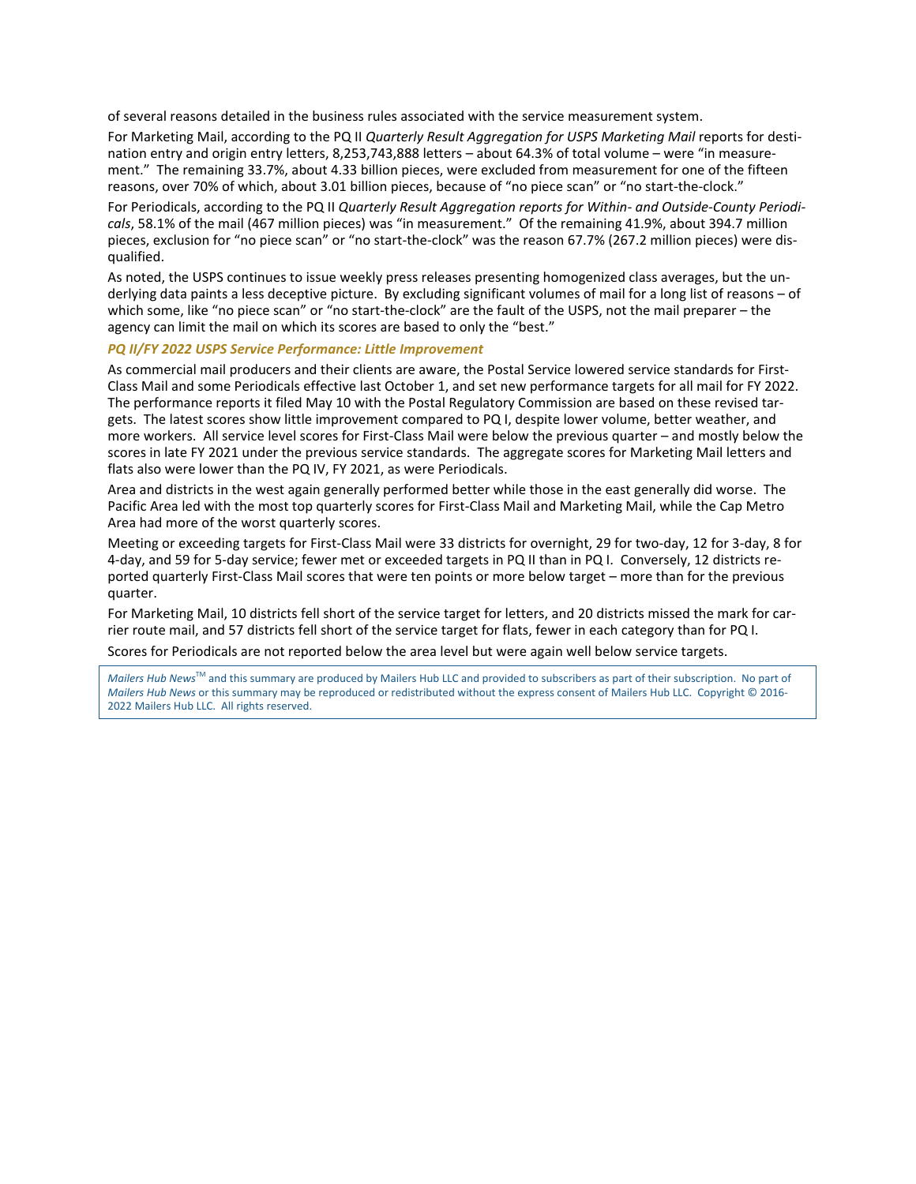of several reasons detailed in the business rules associated with the service measurement system.

For Marketing Mail, according to the PQ II *Quarterly Result Aggregation for USPS Marketing Mail* reports for destination entry and origin entry letters, 8,253,743,888 letters – about 64.3% of total volume – were "in measurement." The remaining 33.7%, about 4.33 billion pieces, were excluded from measurement for one of the fifteen reasons, over 70% of which, about 3.01 billion pieces, because of "no piece scan" or "no start-the-clock."

For Periodicals, according to the PQ II *Quarterly Result Aggregation reports for Within- and Outside-County Periodicals*, 58.1% of the mail (467 million pieces) was "in measurement." Of the remaining 41.9%, about 394.7 million pieces, exclusion for "no piece scan" or "no start-the-clock" was the reason 67.7% (267.2 million pieces) were disqualified.

As noted, the USPS continues to issue weekly press releases presenting homogenized class averages, but the underlying data paints a less deceptive picture. By excluding significant volumes of mail for a long list of reasons – of which some, like "no piece scan" or "no start-the-clock" are the fault of the USPS, not the mail preparer – the agency can limit the mail on which its scores are based to only the "best."

### *PQ II/FY 2022 USPS Service Performance: Little Improvement*

As commercial mail producers and their clients are aware, the Postal Service lowered service standards for First-Class Mail and some Periodicals effective last October 1, and set new performance targets for all mail for FY 2022. The performance reports it filed May 10 with the Postal Regulatory Commission are based on these revised targets. The latest scores show little improvement compared to PQ I, despite lower volume, better weather, and more workers. All service level scores for First-Class Mail were below the previous quarter – and mostly below the scores in late FY 2021 under the previous service standards. The aggregate scores for Marketing Mail letters and flats also were lower than the PQ IV, FY 2021, as were Periodicals.

Area and districts in the west again generally performed better while those in the east generally did worse. The Pacific Area led with the most top quarterly scores for First-Class Mail and Marketing Mail, while the Cap Metro Area had more of the worst quarterly scores.

Meeting or exceeding targets for First-Class Mail were 33 districts for overnight, 29 for two-day, 12 for 3-day, 8 for 4-day, and 59 for 5-day service; fewer met or exceeded targets in PQ II than in PQ I. Conversely, 12 districts reported quarterly First-Class Mail scores that were ten points or more below target – more than for the previous quarter.

For Marketing Mail, 10 districts fell short of the service target for letters, and 20 districts missed the mark for carrier route mail, and 57 districts fell short of the service target for flats, fewer in each category than for PQ I.

Scores for Periodicals are not reported below the area level but were again well below service targets.

*Mailers Hub News*™ and this summary are produced by Mailers Hub LLC and provided to subscribers as part of their subscription. No part of *Mailers Hub News* or this summary may be reproduced or redistributed without the express consent of Mailers Hub LLC. Copyright © 2016-2022 Mailers Hub LLC. All rights reserved.